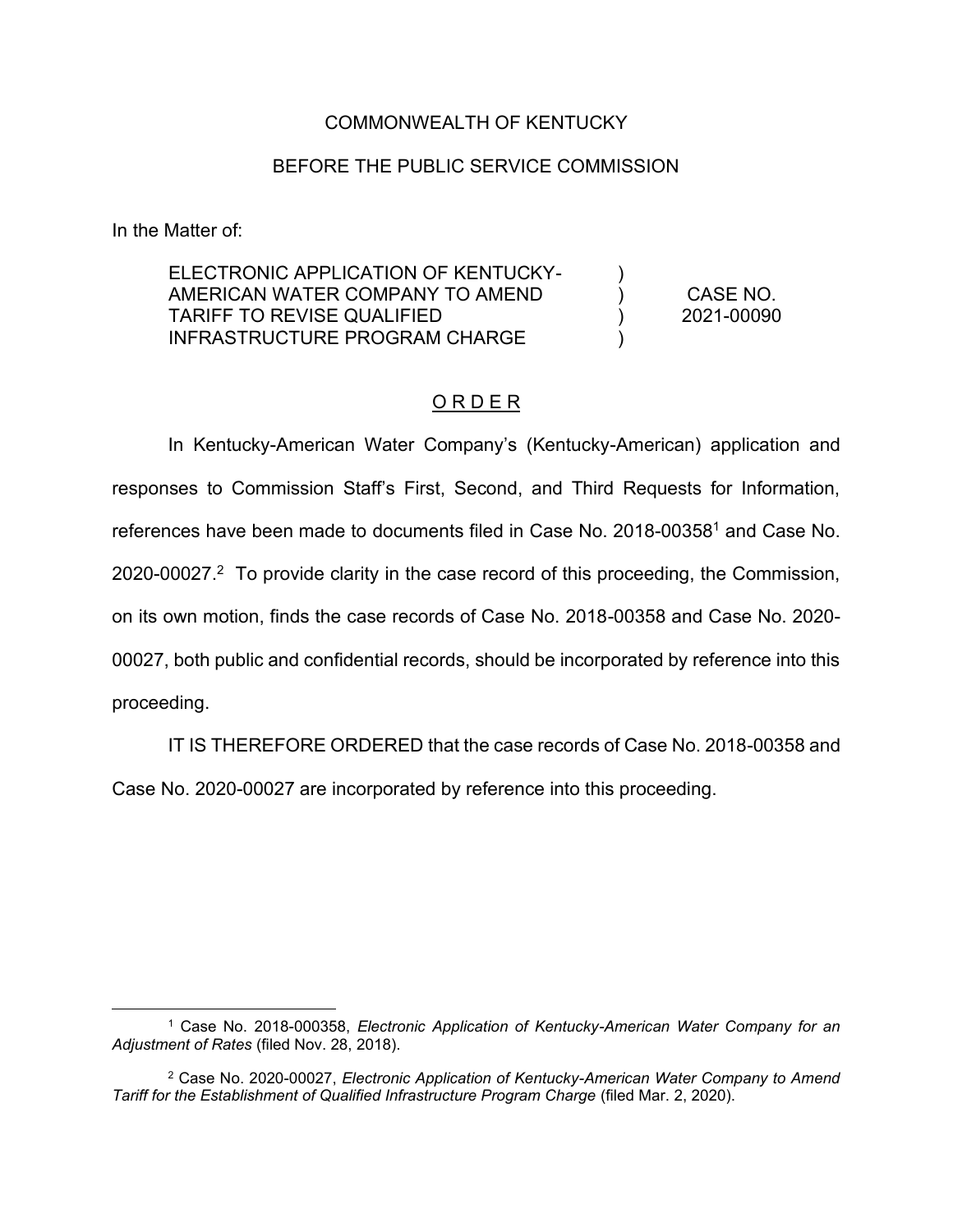COMMONWEALTH OF KENTUCKY

BEFORE THE PUBLIC SERVICE COMMISSION

In the Matter of:

| | | |
|---|---|---|
| ELECTRONIC APPLICATION OF KENTUCKY-AMERICAN WATER COMPANY TO AMEND TARIFF TO REVISE QUALIFIED INFRASTRUCTURE PROGRAM CHARGE | ) ) ) ) | CASE NO. 2021-00090 |

## O R D E R

In Kentucky-American Water Company's (Kentucky-American) application and responses to Commission Staff's First, Second, and Third Requests for Information, references have been made to documents filed in Case No. 2018-00358[1] and Case No. 2020-00027.[2] To provide clarity in the case record of this proceeding, the Commission, on its own motion, finds the case records of Case No. 2018-00358 and Case No. 2020-00027, both public and confidential records, should be incorporated by reference into this proceeding.

IT IS THEREFORE ORDERED that the case records of Case No. 2018-00358 and Case No. 2020-00027 are incorporated by reference into this proceeding.

---

[1] Case No. 2018-000358, *Electronic Application of Kentucky-American Water Company for an Adjustment of Rates* (filed Nov. 28, 2018).

[2] Case No. 2020-00027, *Electronic Application of Kentucky-American Water Company to Amend Tariff for the Establishment of Qualified Infrastructure Program Charge* (filed Mar. 2, 2020).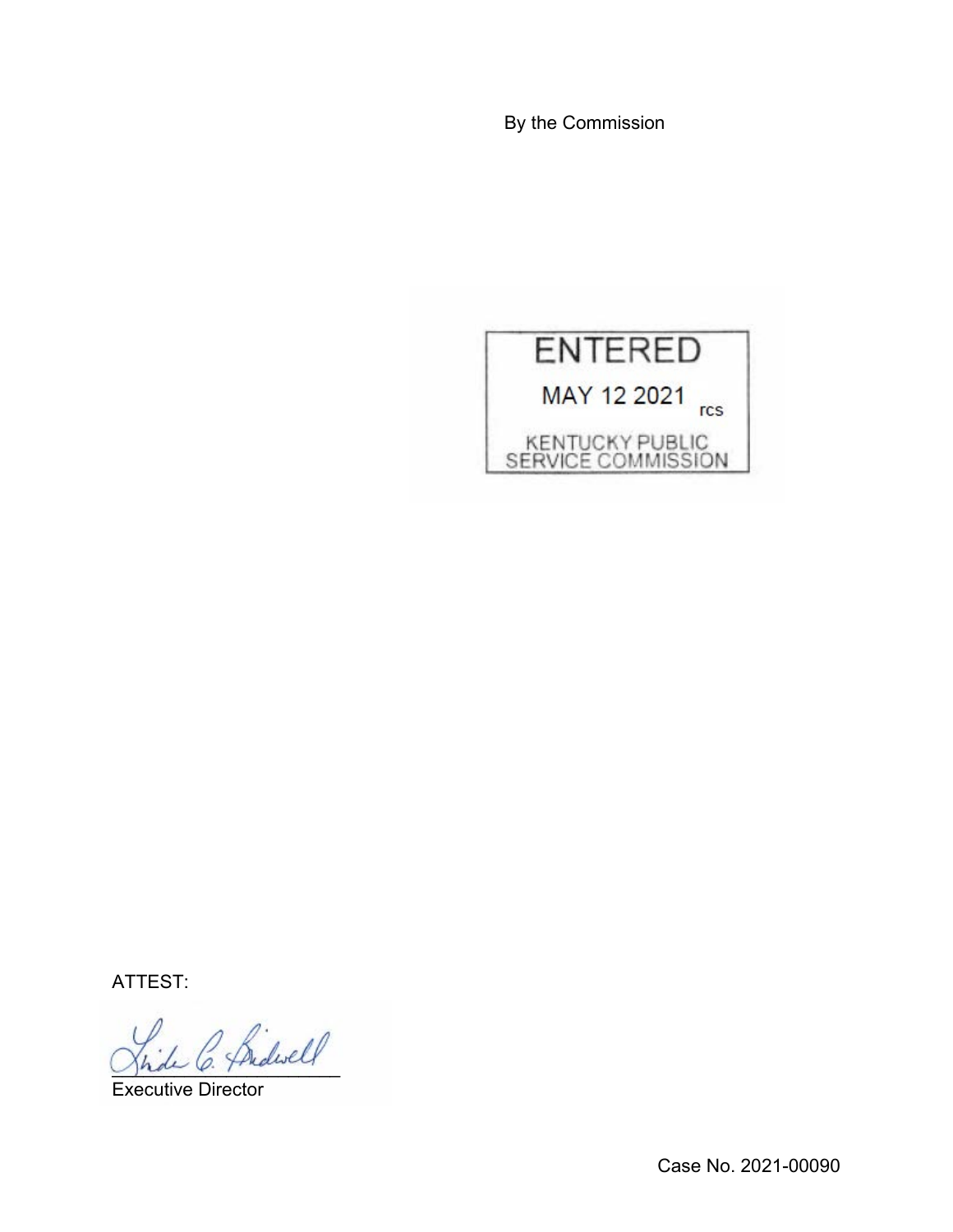By the Commission

ENTERED

MAY 12 2021 rcs

KENTUCKY PUBLIC SERVICE COMMISSION

ATTEST:

Executive Director

Case No. 2021-00090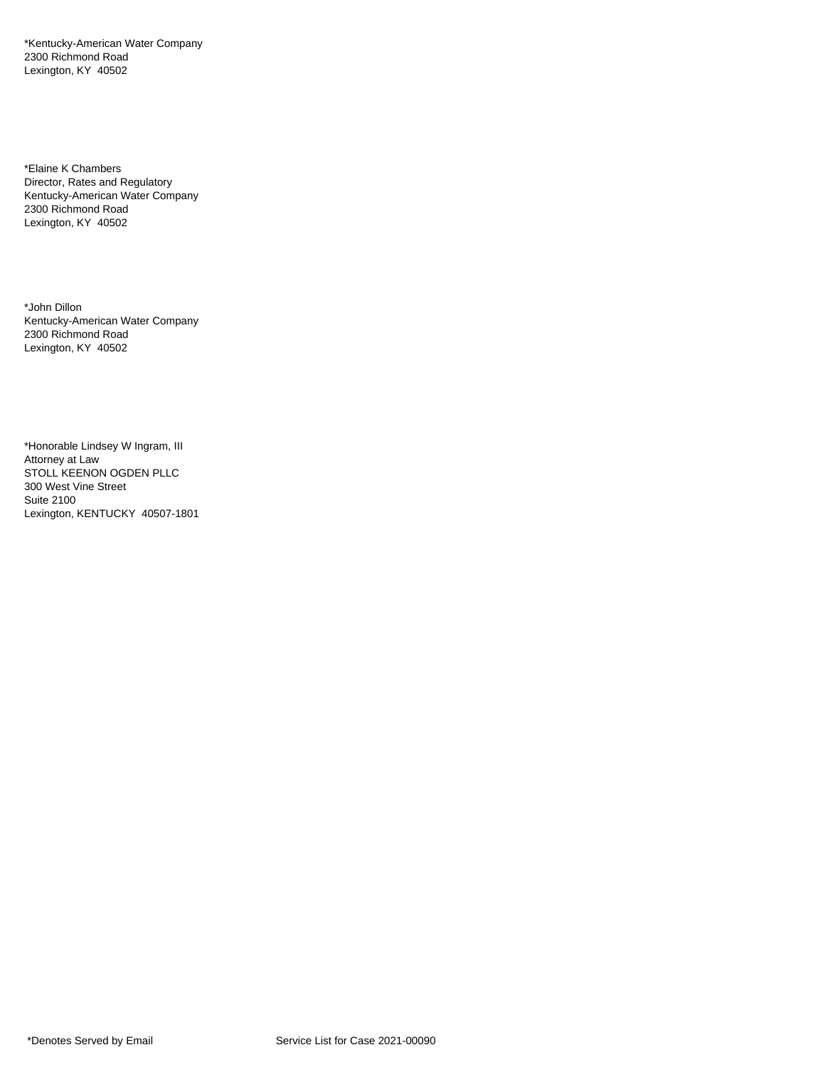*Kentucky-American Water Company
2300 Richmond Road
Lexington, KY  40502

*Elaine K Chambers
Director, Rates and Regulatory
Kentucky-American Water Company
2300 Richmond Road
Lexington, KY  40502

*John Dillon
Kentucky-American Water Company
2300 Richmond Road
Lexington, KY  40502

*Honorable Lindsey W Ingram, III
Attorney at Law
STOLL KEENON OGDEN PLLC
300 West Vine Street
Suite 2100
Lexington, KENTUCKY  40507-1801

*Denotes Served by Email

Service List for Case 2021-00090